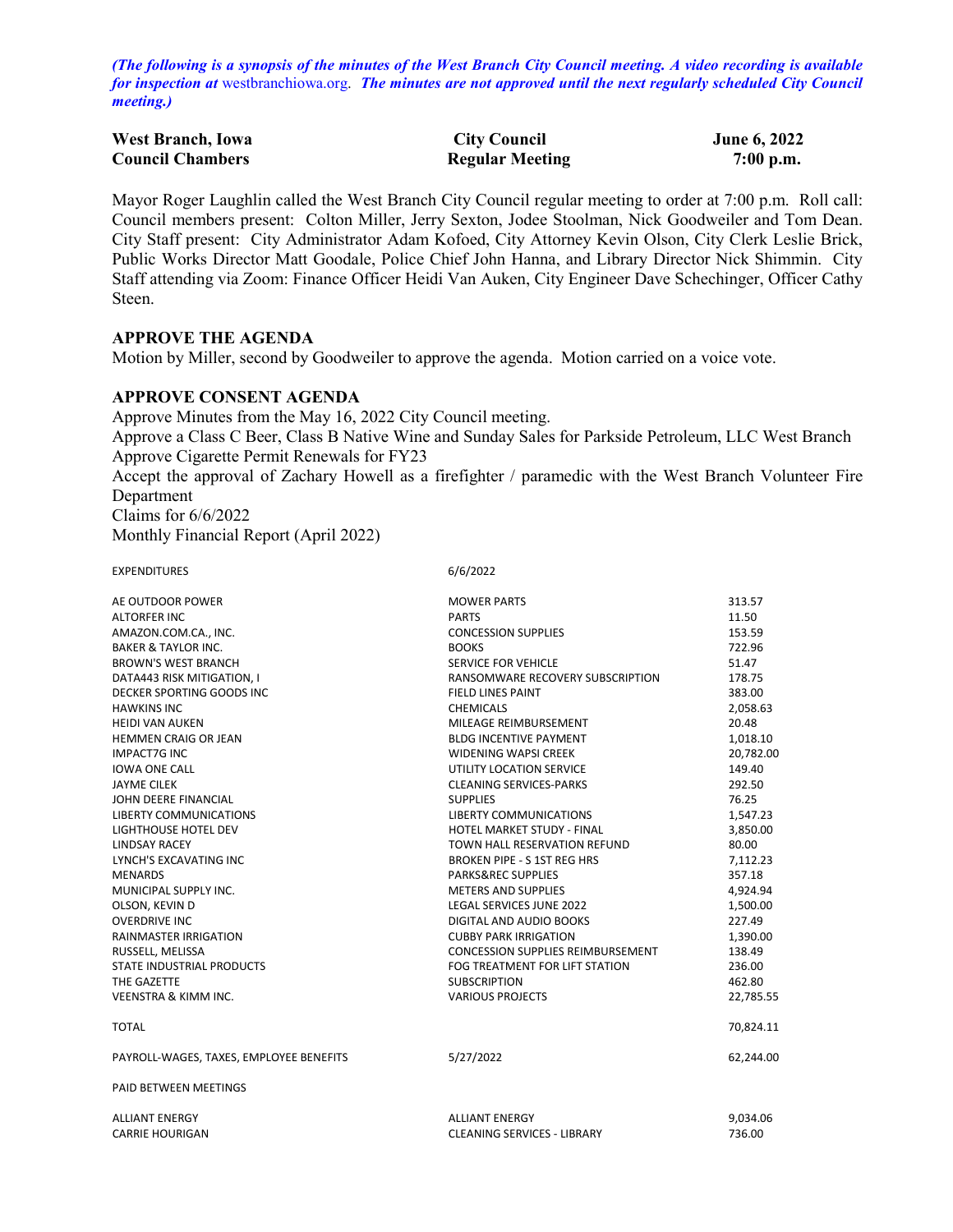***(The following is a synopsis of the minutes of the West Branch City Council meeting. A video recording is available for inspection at*** westbranchiowa.org. ***The minutes are not approved until the next regularly scheduled City Council meeting.)***

| **West Branch, Iowa** | **City Council** | **June 6, 2022** |
|---|---|---|
| **Council Chambers** | **Regular Meeting** | **7:00 p.m.** |

Mayor Roger Laughlin called the West Branch City Council regular meeting to order at 7:00 p.m. Roll call: Council members present: Colton Miller, Jerry Sexton, Jodee Stoolman, Nick Goodweiler and Tom Dean. City Staff present: City Administrator Adam Kofoed, City Attorney Kevin Olson, City Clerk Leslie Brick, Public Works Director Matt Goodale, Police Chief John Hanna, and Library Director Nick Shimmin. City Staff attending via Zoom: Finance Officer Heidi Van Auken, City Engineer Dave Schechinger, Officer Cathy Steen.

## APPROVE THE AGENDA

Motion by Miller, second by Goodweiler to approve the agenda. Motion carried on a voice vote.

## APPROVE CONSENT AGENDA

Approve Minutes from the May 16, 2022 City Council meeting.
Approve a Class C Beer, Class B Native Wine and Sunday Sales for Parkside Petroleum, LLC West Branch
Approve Cigarette Permit Renewals for FY23
Accept the approval of Zachary Howell as a firefighter / paramedic with the West Branch Volunteer Fire Department
Claims for 6/6/2022
Monthly Financial Report (April 2022)

| EXPENDITURES | 6/6/2022 | |
|---|---|---|
| AE OUTDOOR POWER | MOWER PARTS | 313.57 |
| ALTORFER INC | PARTS | 11.50 |
| AMAZON.COM.CA., INC. | CONCESSION SUPPLIES | 153.59 |
| BAKER & TAYLOR INC. | BOOKS | 722.96 |
| BROWN'S WEST BRANCH | SERVICE FOR VEHICLE | 51.47 |
| DATA443 RISK MITIGATION, I | RANSOMWARE RECOVERY SUBSCRIPTION | 178.75 |
| DECKER SPORTING GOODS INC | FIELD LINES PAINT | 383.00 |
| HAWKINS INC | CHEMICALS | 2,058.63 |
| HEIDI VAN AUKEN | MILEAGE REIMBURSEMENT | 20.48 |
| HEMMEN CRAIG OR JEAN | BLDG INCENTIVE PAYMENT | 1,018.10 |
| IMPACT7G INC | WIDENING WAPSI CREEK | 20,782.00 |
| IOWA ONE CALL | UTILITY LOCATION SERVICE | 149.40 |
| JAYME CILEK | CLEANING SERVICES-PARKS | 292.50 |
| JOHN DEERE FINANCIAL | SUPPLIES | 76.25 |
| LIBERTY COMMUNICATIONS | LIBERTY COMMUNICATIONS | 1,547.23 |
| LIGHTHOUSE HOTEL DEV | HOTEL MARKET STUDY - FINAL | 3,850.00 |
| LINDSAY RACEY | TOWN HALL RESERVATION REFUND | 80.00 |
| LYNCH'S EXCAVATING INC | BROKEN PIPE - S 1ST REG HRS | 7,112.23 |
| MENARDS | PARKS&REC SUPPLIES | 357.18 |
| MUNICIPAL SUPPLY INC. | METERS AND SUPPLIES | 4,924.94 |
| OLSON, KEVIN D | LEGAL SERVICES JUNE 2022 | 1,500.00 |
| OVERDRIVE INC | DIGITAL AND AUDIO BOOKS | 227.49 |
| RAINMASTER IRRIGATION | CUBBY PARK IRRIGATION | 1,390.00 |
| RUSSELL, MELISSA | CONCESSION SUPPLIES REIMBURSEMENT | 138.49 |
| STATE INDUSTRIAL PRODUCTS | FOG TREATMENT FOR LIFT STATION | 236.00 |
| THE GAZETTE | SUBSCRIPTION | 462.80 |
| VEENSTRA & KIMM INC. | VARIOUS PROJECTS | 22,785.55 |
| | | |
| TOTAL | | 70,824.11 |
| | | |
| PAYROLL-WAGES, TAXES, EMPLOYEE BENEFITS | 5/27/2022 | 62,244.00 |
| | | |
| PAID BETWEEN MEETINGS | | |
| | | |
| ALLIANT ENERGY | ALLIANT ENERGY | 9,034.06 |
| CARRIE HOURIGAN | CLEANING SERVICES - LIBRARY | 736.00 |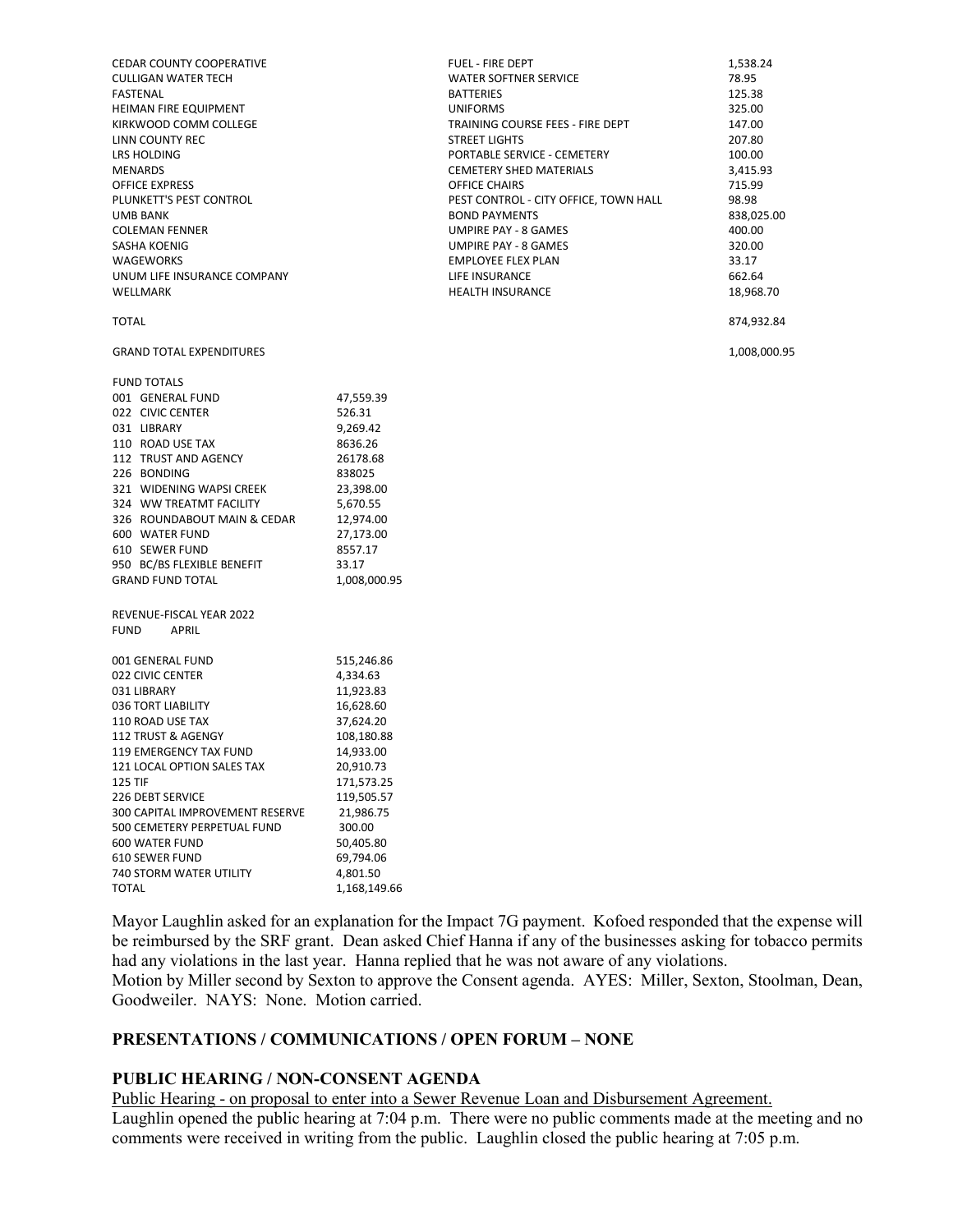| | | |
|---|---|---|
| CEDAR COUNTY COOPERATIVE | FUEL - FIRE DEPT | 1,538.24 |
| CULLIGAN WATER TECH | WATER SOFTNER SERVICE | 78.95 |
| FASTENAL | BATTERIES | 125.38 |
| HEIMAN FIRE EQUIPMENT | UNIFORMS | 325.00 |
| KIRKWOOD COMM COLLEGE | TRAINING COURSE FEES - FIRE DEPT | 147.00 |
| LINN COUNTY REC | STREET LIGHTS | 207.80 |
| LRS HOLDING | PORTABLE SERVICE - CEMETERY | 100.00 |
| MENARDS | CEMETERY SHED MATERIALS | 3,415.93 |
| OFFICE EXPRESS | OFFICE CHAIRS | 715.99 |
| PLUNKETT'S PEST CONTROL | PEST CONTROL - CITY OFFICE, TOWN HALL | 98.98 |
| UMB BANK | BOND PAYMENTS | 838,025.00 |
| COLEMAN FENNER | UMPIRE PAY - 8 GAMES | 400.00 |
| SASHA KOENIG | UMPIRE PAY - 8 GAMES | 320.00 |
| WAGEWORKS | EMPLOYEE FLEX PLAN | 33.17 |
| UNUM LIFE INSURANCE COMPANY | LIFE INSURANCE | 662.64 |
| WELLMARK | HEALTH INSURANCE | 18,968.70 |
| TOTAL | | 874,932.84 |
| GRAND TOTAL EXPENDITURES | | 1,008,000.95 |

FUND TOTALS

| | |
|---|---|
| 001 GENERAL FUND | 47,559.39 |
| 022 CIVIC CENTER | 526.31 |
| 031 LIBRARY | 9,269.42 |
| 110 ROAD USE TAX | 8636.26 |
| 112 TRUST AND AGENCY | 26178.68 |
| 226 BONDING | 838025 |
| 321 WIDENING WAPSI CREEK | 23,398.00 |
| 324 WW TREATMT FACILITY | 5,670.55 |
| 326 ROUNDABOUT MAIN & CEDAR | 12,974.00 |
| 600 WATER FUND | 27,173.00 |
| 610 SEWER FUND | 8557.17 |
| 950 BC/BS FLEXIBLE BENEFIT | 33.17 |
| GRAND FUND TOTAL | 1,008,000.95 |

REVENUE-FISCAL YEAR 2022

| FUND | APRIL |
|---|---|
| 001 GENERAL FUND | 515,246.86 |
| 022 CIVIC CENTER | 4,334.63 |
| 031 LIBRARY | 11,923.83 |
| 036 TORT LIABILITY | 16,628.60 |
| 110 ROAD USE TAX | 37,624.20 |
| 112 TRUST & AGENGY | 108,180.88 |
| 119 EMERGENCY TAX FUND | 14,933.00 |
| 121 LOCAL OPTION SALES TAX | 20,910.73 |
| 125 TIF | 171,573.25 |
| 226 DEBT SERVICE | 119,505.57 |
| 300 CAPITAL IMPROVEMENT RESERVE | 21,986.75 |
| 500 CEMETERY PERPETUAL FUND | 300.00 |
| 600 WATER FUND | 50,405.80 |
| 610 SEWER FUND | 69,794.06 |
| 740 STORM WATER UTILITY | 4,801.50 |
| TOTAL | 1,168,149.66 |

Mayor Laughlin asked for an explanation for the Impact 7G payment. Kofoed responded that the expense will be reimbursed by the SRF grant. Dean asked Chief Hanna if any of the businesses asking for tobacco permits had any violations in the last year. Hanna replied that he was not aware of any violations.
Motion by Miller second by Sexton to approve the Consent agenda. AYES: Miller, Sexton, Stoolman, Dean, Goodweiler. NAYS: None. Motion carried.

## PRESENTATIONS / COMMUNICATIONS / OPEN FORUM – NONE

## PUBLIC HEARING / NON-CONSENT AGENDA

Public Hearing - on proposal to enter into a Sewer Revenue Loan and Disbursement Agreement.
Laughlin opened the public hearing at 7:04 p.m. There were no public comments made at the meeting and no comments were received in writing from the public. Laughlin closed the public hearing at 7:05 p.m.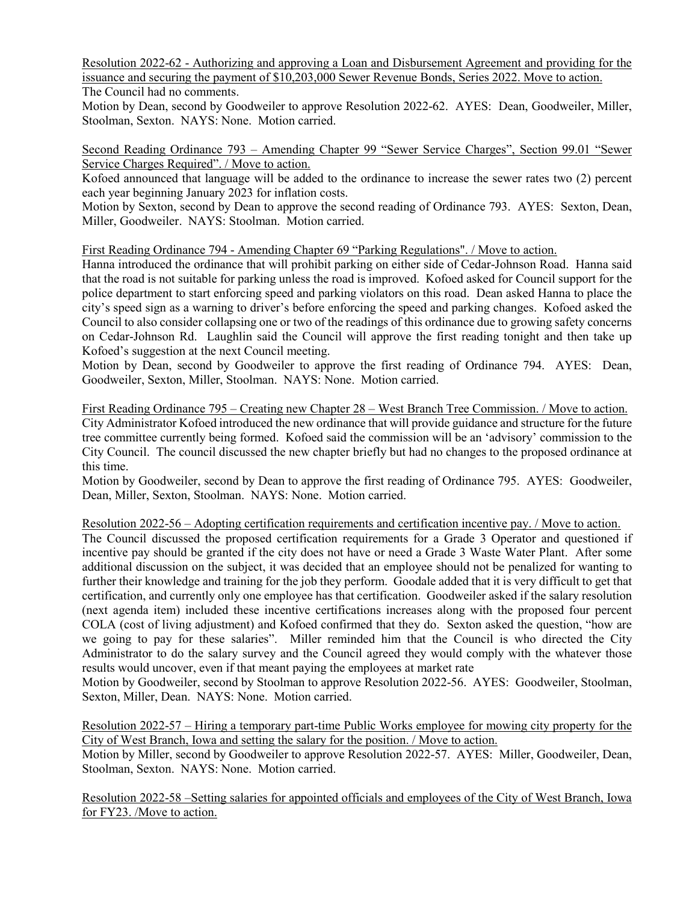<u>Resolution 2022-62 - Authorizing and approving a Loan and Disbursement Agreement and providing for the issuance and securing the payment of $10,203,000 Sewer Revenue Bonds, Series 2022. Move to action.</u>
The Council had no comments.
Motion by Dean, second by Goodweiler to approve Resolution 2022-62. AYES: Dean, Goodweiler, Miller, Stoolman, Sexton. NAYS: None. Motion carried.

<u>Second Reading Ordinance 793 – Amending Chapter 99 "Sewer Service Charges", Section 99.01 "Sewer Service Charges Required". / Move to action.</u>
Kofoed announced that language will be added to the ordinance to increase the sewer rates two (2) percent each year beginning January 2023 for inflation costs.
Motion by Sexton, second by Dean to approve the second reading of Ordinance 793. AYES: Sexton, Dean, Miller, Goodweiler. NAYS: Stoolman. Motion carried.

<u>First Reading Ordinance 794 - Amending Chapter 69 "Parking Regulations". / Move to action.</u>
Hanna introduced the ordinance that will prohibit parking on either side of Cedar-Johnson Road. Hanna said that the road is not suitable for parking unless the road is improved. Kofoed asked for Council support for the police department to start enforcing speed and parking violators on this road. Dean asked Hanna to place the city's speed sign as a warning to driver's before enforcing the speed and parking changes. Kofoed asked the Council to also consider collapsing one or two of the readings of this ordinance due to growing safety concerns on Cedar-Johnson Rd. Laughlin said the Council will approve the first reading tonight and then take up Kofoed's suggestion at the next Council meeting.
Motion by Dean, second by Goodweiler to approve the first reading of Ordinance 794. AYES: Dean, Goodweiler, Sexton, Miller, Stoolman. NAYS: None. Motion carried.

<u>First Reading Ordinance 795 – Creating new Chapter 28 – West Branch Tree Commission. / Move to action.</u>
City Administrator Kofoed introduced the new ordinance that will provide guidance and structure for the future tree committee currently being formed. Kofoed said the commission will be an 'advisory' commission to the City Council. The council discussed the new chapter briefly but had no changes to the proposed ordinance at this time.
Motion by Goodweiler, second by Dean to approve the first reading of Ordinance 795. AYES: Goodweiler, Dean, Miller, Sexton, Stoolman. NAYS: None. Motion carried.

<u>Resolution 2022-56 – Adopting certification requirements and certification incentive pay. / Move to action.</u>
The Council discussed the proposed certification requirements for a Grade 3 Operator and questioned if incentive pay should be granted if the city does not have or need a Grade 3 Waste Water Plant. After some additional discussion on the subject, it was decided that an employee should not be penalized for wanting to further their knowledge and training for the job they perform. Goodale added that it is very difficult to get that certification, and currently only one employee has that certification. Goodweiler asked if the salary resolution (next agenda item) included these incentive certifications increases along with the proposed four percent COLA (cost of living adjustment) and Kofoed confirmed that they do. Sexton asked the question, "how are we going to pay for these salaries". Miller reminded him that the Council is who directed the City Administrator to do the salary survey and the Council agreed they would comply with the whatever those results would uncover, even if that meant paying the employees at market rate
Motion by Goodweiler, second by Stoolman to approve Resolution 2022-56. AYES: Goodweiler, Stoolman, Sexton, Miller, Dean. NAYS: None. Motion carried.

<u>Resolution 2022-57 – Hiring a temporary part-time Public Works employee for mowing city property for the City of West Branch, Iowa and setting the salary for the position. / Move to action.</u>
Motion by Miller, second by Goodweiler to approve Resolution 2022-57. AYES: Miller, Goodweiler, Dean, Stoolman, Sexton. NAYS: None. Motion carried.

<u>Resolution 2022-58 –Setting salaries for appointed officials and employees of the City of West Branch, Iowa for FY23. /Move to action.</u>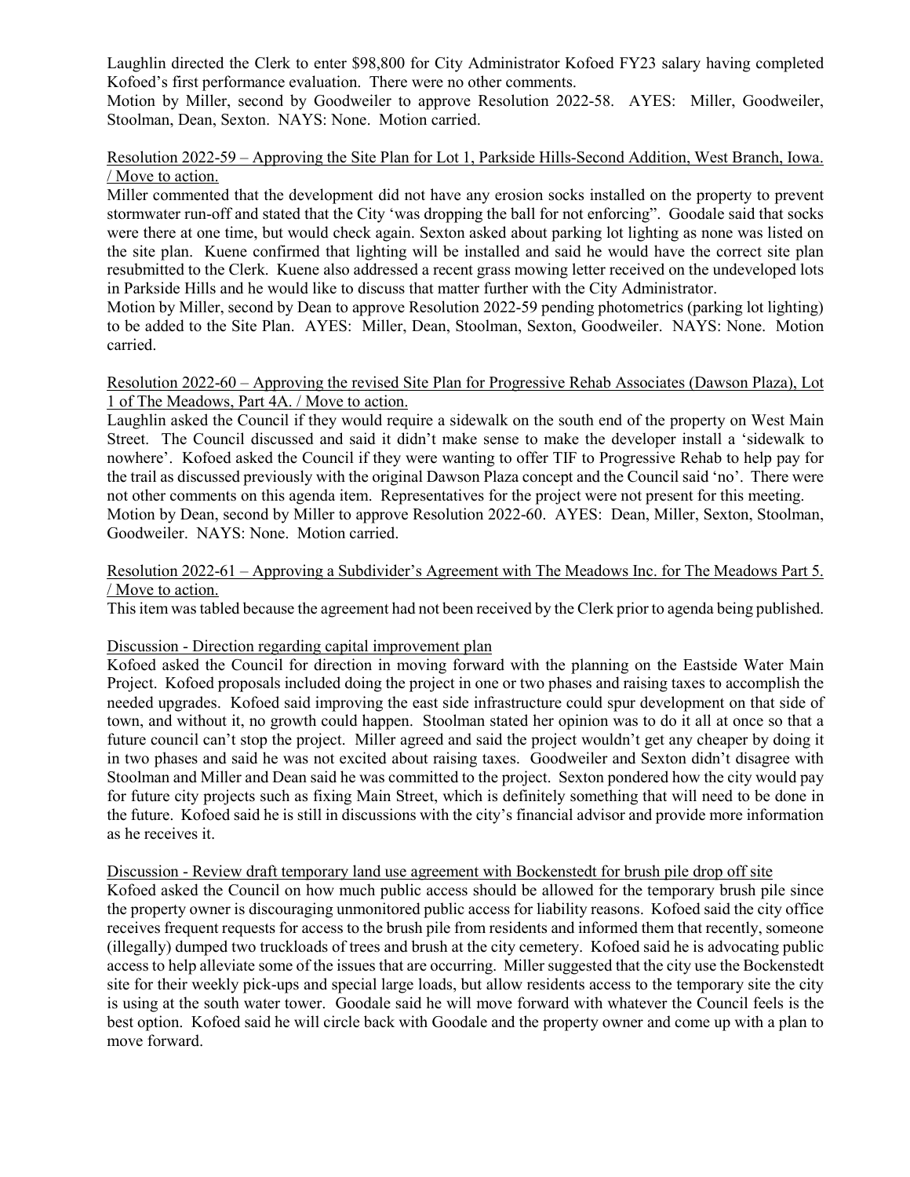Laughlin directed the Clerk to enter $98,800 for City Administrator Kofoed FY23 salary having completed Kofoed's first performance evaluation. There were no other comments.

Motion by Miller, second by Goodweiler to approve Resolution 2022-58. AYES: Miller, Goodweiler, Stoolman, Dean, Sexton. NAYS: None. Motion carried.

Resolution 2022-59 – Approving the Site Plan for Lot 1, Parkside Hills-Second Addition, West Branch, Iowa. / Move to action.

Miller commented that the development did not have any erosion socks installed on the property to prevent stormwater run-off and stated that the City 'was dropping the ball for not enforcing". Goodale said that socks were there at one time, but would check again. Sexton asked about parking lot lighting as none was listed on the site plan. Kuene confirmed that lighting will be installed and said he would have the correct site plan resubmitted to the Clerk. Kuene also addressed a recent grass mowing letter received on the undeveloped lots in Parkside Hills and he would like to discuss that matter further with the City Administrator.

Motion by Miller, second by Dean to approve Resolution 2022-59 pending photometrics (parking lot lighting) to be added to the Site Plan. AYES: Miller, Dean, Stoolman, Sexton, Goodweiler. NAYS: None. Motion carried.

Resolution 2022-60 – Approving the revised Site Plan for Progressive Rehab Associates (Dawson Plaza), Lot 1 of The Meadows, Part 4A. / Move to action.

Laughlin asked the Council if they would require a sidewalk on the south end of the property on West Main Street. The Council discussed and said it didn't make sense to make the developer install a 'sidewalk to nowhere'. Kofoed asked the Council if they were wanting to offer TIF to Progressive Rehab to help pay for the trail as discussed previously with the original Dawson Plaza concept and the Council said 'no'. There were not other comments on this agenda item. Representatives for the project were not present for this meeting.

Motion by Dean, second by Miller to approve Resolution 2022-60. AYES: Dean, Miller, Sexton, Stoolman, Goodweiler. NAYS: None. Motion carried.

Resolution 2022-61 – Approving a Subdivider's Agreement with The Meadows Inc. for The Meadows Part 5. / Move to action.

This item was tabled because the agreement had not been received by the Clerk prior to agenda being published.

Discussion - Direction regarding capital improvement plan

Kofoed asked the Council for direction in moving forward with the planning on the Eastside Water Main Project. Kofoed proposals included doing the project in one or two phases and raising taxes to accomplish the needed upgrades. Kofoed said improving the east side infrastructure could spur development on that side of town, and without it, no growth could happen. Stoolman stated her opinion was to do it all at once so that a future council can't stop the project. Miller agreed and said the project wouldn't get any cheaper by doing it in two phases and said he was not excited about raising taxes. Goodweiler and Sexton didn't disagree with Stoolman and Miller and Dean said he was committed to the project. Sexton pondered how the city would pay for future city projects such as fixing Main Street, which is definitely something that will need to be done in the future. Kofoed said he is still in discussions with the city's financial advisor and provide more information as he receives it.

Discussion - Review draft temporary land use agreement with Bockenstedt for brush pile drop off site

Kofoed asked the Council on how much public access should be allowed for the temporary brush pile since the property owner is discouraging unmonitored public access for liability reasons. Kofoed said the city office receives frequent requests for access to the brush pile from residents and informed them that recently, someone (illegally) dumped two truckloads of trees and brush at the city cemetery. Kofoed said he is advocating public access to help alleviate some of the issues that are occurring. Miller suggested that the city use the Bockenstedt site for their weekly pick-ups and special large loads, but allow residents access to the temporary site the city is using at the south water tower. Goodale said he will move forward with whatever the Council feels is the best option. Kofoed said he will circle back with Goodale and the property owner and come up with a plan to move forward.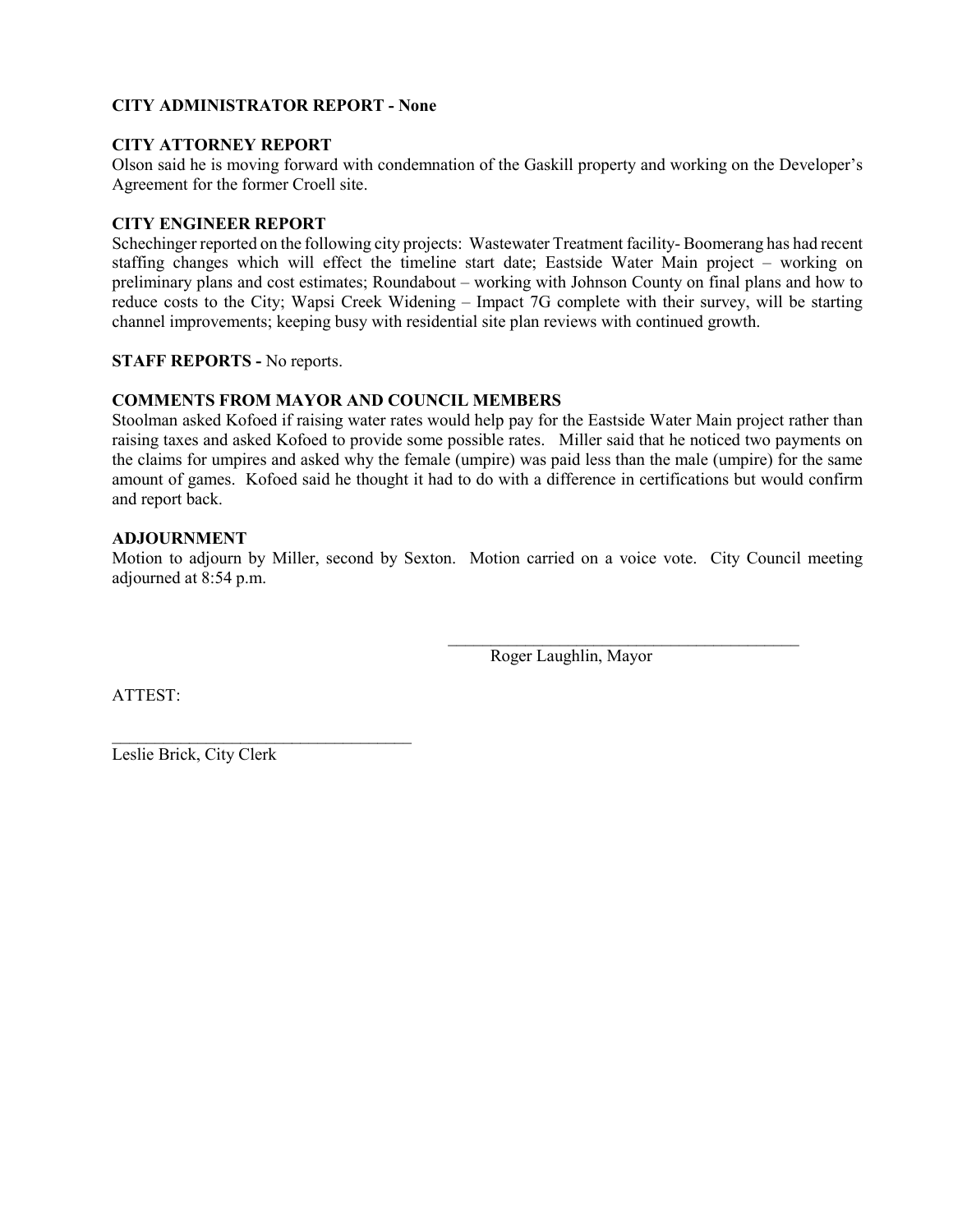**CITY ADMINISTRATOR REPORT - None**

**CITY ATTORNEY REPORT**

Olson said he is moving forward with condemnation of the Gaskill property and working on the Developer's Agreement for the former Croell site.

**CITY ENGINEER REPORT**

Schechinger reported on the following city projects: Wastewater Treatment facility- Boomerang has had recent staffing changes which will effect the timeline start date; Eastside Water Main project – working on preliminary plans and cost estimates; Roundabout – working with Johnson County on final plans and how to reduce costs to the City; Wapsi Creek Widening – Impact 7G complete with their survey, will be starting channel improvements; keeping busy with residential site plan reviews with continued growth.

**STAFF REPORTS -** No reports.

**COMMENTS FROM MAYOR AND COUNCIL MEMBERS**

Stoolman asked Kofoed if raising water rates would help pay for the Eastside Water Main project rather than raising taxes and asked Kofoed to provide some possible rates. Miller said that he noticed two payments on the claims for umpires and asked why the female (umpire) was paid less than the male (umpire) for the same amount of games. Kofoed said he thought it had to do with a difference in certifications but would confirm and report back.

**ADJOURNMENT**

Motion to adjourn by Miller, second by Sexton. Motion carried on a voice vote. City Council meeting adjourned at 8:54 p.m.

\_\_\_\_\_\_\_\_\_\_\_\_\_\_\_\_\_\_\_\_\_\_\_\_\_\_\_\_\_\_\_\_\_\_\_\_\_\_\_\_\_\_\_

Roger Laughlin, Mayor

ATTEST:

\_\_\_\_\_\_\_\_\_\_\_\_\_\_\_\_\_\_\_\_\_\_\_\_\_\_\_\_\_\_\_\_\_\_\_\_

Leslie Brick, City Clerk